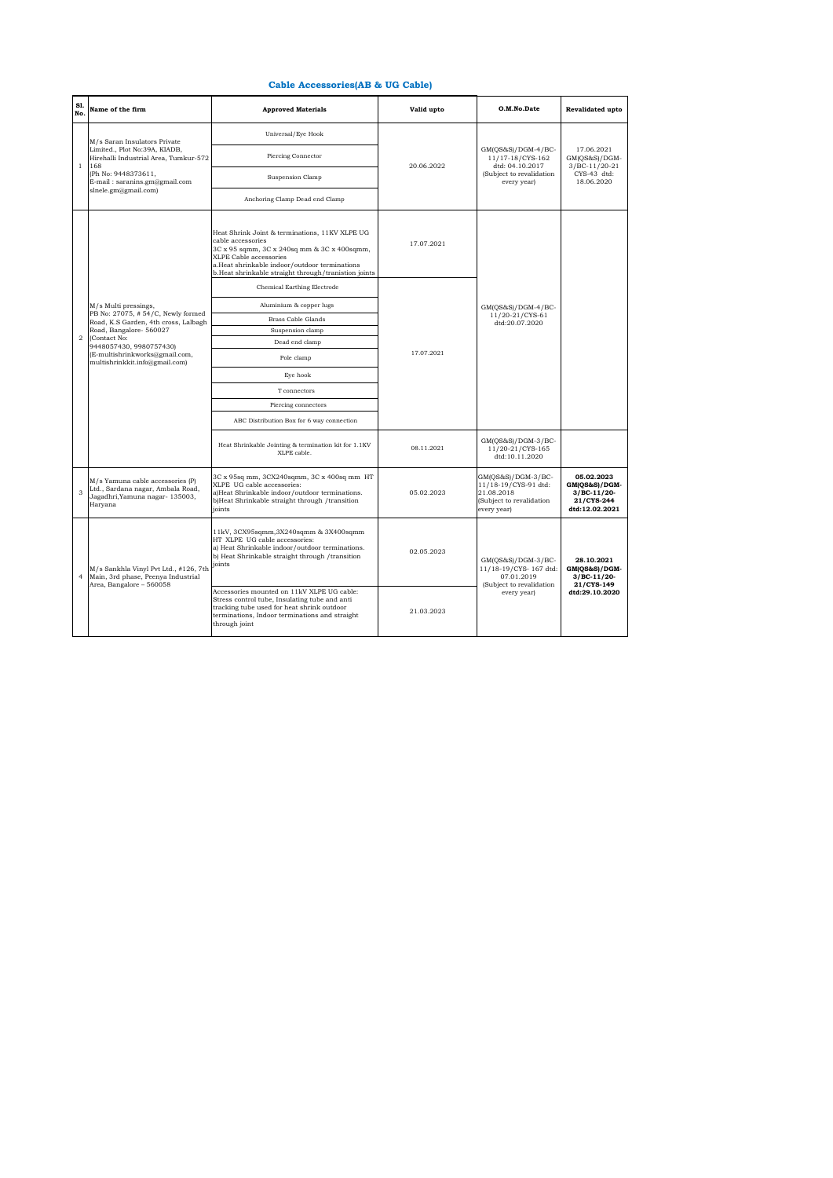## Cable Accessories(AB & UG Cable)

| Sl. No. | Name of the firm | Approved Materials | Valid upto | O.M.No.Date | Revalidated upto |
|---|---|---|---|---|---|
| 1 | M/s Saran Insulators Private Limited., Plot No:39A, KIADB, Hirehalli Industrial Area, Tumkur-572 168 (Ph No: 9448373611, E-mail : saranins.gm@gmail.com slnele.gm@gmail.com) | Universal/Eye Hook | 20.06.2022 | GM(QS&S)/DGM-4/BC-11/17-18/CYS-162 dtd: 04.10.2017 (Subject to revalidation every year) | 17.06.2021 GM(QS&S)/DGM-3/BC-11/20-21 CYS-43 dtd: 18.06.2020 |
| | | Piercing Connector | | | |
| | | Suspension Clamp | | | |
| | | Anchoring Clamp Dead end Clamp | | | |
| 2 | M/s Multi pressings, PB No: 27075, # 54/C, Newly formed Road, K.S Garden, 4th cross, Lalbagh Road, Bangalore- 560027 (Contact No: 9448057430, 9980757430) (E-multishrinkworks@gmail.com, multishrinkkit.info@gmail.com) | Heat Shrink Joint & terminations, 11KV XLPE UG cable accessories 3C x 95 sqmm, 3C x 240sq mm & 3C x 400sqmm, XLPE Cable accessories a.Heat shrinkable indoor/outdoor terminations b.Heat shrinkable straight through/tranistion joints | 17.07.2021 | GM(QS&S)/DGM-4/BC-11/20-21/CYS-61 dtd:20.07.2020 | |
| | | Chemical Earthing Electrode | 17.07.2021 | | |
| | | Aluminium & copper lugs | | | |
| | | Brass Cable Glands | | | |
| | | Suspension clamp | | | |
| | | Dead end clamp | | | |
| | | Pole clamp | | | |
| | | Eye hook | | | |
| | | T connectors | | | |
| | | Piercing connectors | | | |
| | | ABC Distribution Box for 6 way connection | | | |
| | | Heat Shrinkable Jointing & termination kit for 1.1KV XLPE cable. | 08.11.2021 | GM(QS&S)/DGM-3/BC-11/20-21/CYS-165 dtd:10.11.2020 | |
| 3 | M/s Yamuna cable accessories (P) Ltd., Sardana nagar, Ambala Road, Jagadhri,Yamuna nagar- 135003, Haryana | 3C x 95sq mm, 3CX240sqmm, 3C x 400sq mm HT XLPE UG cable accessories: a)Heat Shrinkable indoor/outdoor terminations. b)Heat Shrinkable straight through /transition joints | 05.02.2023 | GM(QS&S)/DGM-3/BC-11/18-19/CYS-91 dtd: 21.08.2018 (Subject to revalidation every year) | **05.02.2023 GM(QS&S)/DGM-3/BC-11/20-21/CYS-244 dtd:12.02.2021** |
| 4 | M/s Sankhla Vinyl Pvt Ltd., #126, 7th Main, 3rd phase, Peenya Industrial Area, Bangalore – 560058 | 11kV, 3CX95sqmm,3X240sqmm & 3X400sqmm HT XLPE UG cable accessories: a) Heat Shrinkable indoor/outdoor terminations. b) Heat Shrinkable straight through /transition joints | 02.05.2023 | GM(QS&S)/DGM-3/BC-11/18-19/CYS- 167 dtd: 07.01.2019 (Subject to revalidation every year) | **28.10.2021 GM(QS&S)/DGM-3/BC-11/20-21/CYS-149 dtd:29.10.2020** |
| | | Accessories mounted on 11kV XLPE UG cable: Stress control tube, Insulating tube and anti tracking tube used for heat shrink outdoor terminations, Indoor terminations and straight through joint | 21.03.2023 | | |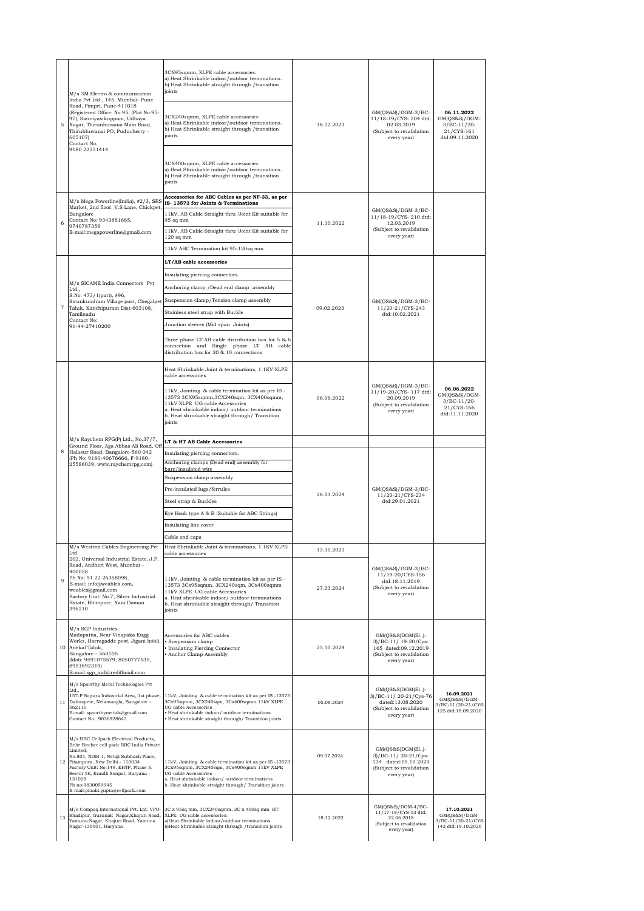| | | | | | |
|---|---|---|---|---|---|
| 5 | M/s 3M Electro & communication India Pvt Ltd., 145, Mumbai- Pune Road, Pimpri, Pune-411018 (Registered Office: No.95, (Plot No:95-97), Sanniyasikuppam, Udhaya Nagar, Thirunhuvanai Main Road, Thirubhuvanai PO, Puducherry - 605107) Contact No: 9180 22231414 | 3CX95sqmm, XLPE cable accessories: a) Heat Shrinkable indoor/outdoor terminations. b) Heat Shrinkable straight through /transition joints | 18.12.2023 | GM(QS&S)/DGM-3/BC-11/18-19/CYS- 204 dtd: 02.03.2019 (Subject to revalidation every year) | **06.11.2022** GM(QS&S)/DGM-3/BC-11/20-21/CYS-161 dtd:09.11.2020 |
| | | 3CX240sqmm, XLPE cable accessories: a) Heat Shrinkable indoor/outdoor terminations. b) Heat Shrinkable straight through /transition joints | | | |
| | | 3CX400sqmm, XLPE cable accessories: a) Heat Shrinkable indoor/outdoor terminations. b) Heat Shrinkable straight through /transition joints | | | |
| 6 | M/s Mega Powerline(India), #2/3, SRS Market, 2nd floor, V.S Lane, Chickpet, Bangalore Contact No: 9343881685, 9740787358 E-mail:megapowerline@gmail.com | **Accessories for ABC Cables as per NF-33, as per IS- 13573 for Joints & Terminations** | 11.10.2022 | GM(QS&S)/DGM-3/BC-11/18-19/CYS- 210 dtd: 12.03.2019 (Subject to revalidation every year) | |
| | | 11kV, AB Cable Straight thru 'Joint Kit suitable for 95 sq mm | | | |
| | | 11kV, AB Cable Straight thru 'Joint Kit suitable for 120 sq mm | | | |
| | | 11kV ABC Termination kit 95-120sq mm | | | |
| 7 | M/s SICAME India Connectors Pvt Ltd., S.No: 473/1(part), #96, Sirunkundram Village post, Chegalpet Taluk, Kanchipuram Dist-603108, Tamilnadu Contact No: 91-44-27410200 | **LT/AB cable accessories** | 09.02.2023 | GM(QS&S)/DGM-3/BC-11/20-21/CYS-243 dtd:10.02.2021 | |
| | | Insulating piercing connectors. | | | |
| | | Anchoring clamp /Dead end clamp assembly | | | |
| | | Suspension clamp/Tension clamp assembly | | | |
| | | Stainless steel strap with Buckle | | | |
| | | Junction sleeves (Mid span Joints) | | | |
| | | Three phase LT AB cable distribution box for 5 & 6 connection and Single phase LT AB cable distribution box for 20 & 10 connections | | | |
| 8 | M/s Raychem RPG(P) Ltd., No.37/7, Ground Floor, Aga Abbas Ali Road, Off Halasur Road, Bangalore-560 042 (Ph No: 9180-40676666, F-9180-25586039, www.raychemrpg.com) | Heat Shrinkable Joint & terminations, 1.1KV XLPE cable accessories | 06.06.2022 | GM(QS&S)/DGM-3/BC-11/19-20/CYS- 117 dtd: 20.09.2019 (Subject to revalidation every year) | **06.06.2022** GM(QS&S)/DGM-3/BC-11/20-21/CYS-166 dtd:11.11.2020 |
| | | 11kV, Jointing & cable termination kit as per IS - 13573 3CX95sqmm,3CX240sqm, 3CX400sqmm, 11kV XLPE UG cable Accessories a. Heat shrinkable indoor/ outdoor terminations b. Heat shrinkable straight through/ Transition joints | | | |
| | | **LT & HT AB Cable Accessories** | | | |
| | | Insulating piercing connectors. | 28.01.2024 | GM(QS&S)/DGM-3/BC-11/20-21/CYS-234 dtd:29.01.2021 | |
| | | Anchoring clamps (Dead end) assembly for bare/insulated wire | | | |
| | | Suspension clamp assembly | | | |
| | | Pre-insulated lugs/ferrules | | | |
| | | Steel strap & Buckles | | | |
| | | Eye Hook type A & B (Suitable for ABC fittings) | | | |
| | | Insulating line cover | | | |
| | | Cable end caps | | | |
| 9 | M/s Western Cablex Engineering Pvt Ltd 202, Universal Industrial Estate, J.P. Road, Andheri West, Mumbai – 400058 Ph No: 91 22 26358098, E-mail: info@wcablex.com, wcablex@gmail.com Factory Unit: No.7, Silver Industrial Estate, Bhimpore, Nani Daman 396210. | Heat Shrinkable Joint & terminations, 1.1KV XLPE cable accessories | 13.10.2021 | GM(QS&S)/DGM-3/BC-11/19-20/CYS-156 dtd:18.11.2019 (Subject to revalidation every year) | |
| | | 11kV, Jointing & cable termination kit as per IS - 13573 3Cx95sqmm, 3CX240sqmm, 3Cx400sqmm 11kV XLPE UG cable Accessories a. Heat shrinkable indoor/ outdoor terminations b. Heat shrinkable straight through/ Transition joints | 27.03.2024 | | |
| 10 | M/s SGP Industries, Madapatna, Near Vinayaka Engg Works, Harragadde post, Jigani hobli, Anekal Taluk, Bangalore – 560105 (Mob: 9591075579, 8050777535, 8951892319) E-mail:sgp_indl@rediffmail.com | Accessories for ABC cables • Suspension clamp • Insulating Piercing Connector • Anchor Clamp Assembly | 25.10.2024 | GM(QS&S)DGM(El.,)-3)/BC-11/ 19-20/Cys-165 dated:09.12.2019 (Subject to revalidation every year) | |
| 11 | M/s Spoorthy Metal Technologies Pvt Ltd., 157-P Sopura Industrial Area, 1st phase, Dabuspete, Nelamangla, Bangalore – 562111 E-mail: spoorthymetals@gmail.com Contact No: 9036928643 | 11kV, Jointing & cable termination kit as per IS -13573 3Cx95sqmm, 3CX240sqmm, 3Cx400sqmm 11kV XLPE UG cable Accessories • Heat shrinkable indoor/ outdoor terminations • Heat shrinkable straight through/ Transition joints | 05.08.2024 | GM(QS&S)DGM(El.,)-3)/BC-11/ 20-21/Cys-76 dated:13.08.2020 (Subject to revalidation every year) | **16.09.2021** GM(QS&S)/DGM-3/BC-11/20-21/CYS-125 dtd:18.09.2020 |
| 12 | M/s BBC Cellpack Electrical Products, Behr Bircher cell pack BBC India Private Limited, No.801, NDM-1, Netaji Subhash Place, Pitampura, New Delhi - 110034 Factory Unit: No:149, EHTP, Phase 5, Sector 56, Kundli Sonpat, Haryana - 131028 Ph no:9830059945 E-mail:pinaki.gupta@cellpack.com | 11kV, Jointing & cable termination kit as per IS -13573 3Cx95sqmm, 3CX240sqmm, 3Cx400sqmm 11kV XLPE UG cable Accessories a. Heat shrinkable indoor/ outdoor terminations b. Heat shrinkable straight through/ Transition joints | 09.07.2024 | GM(QS&S)DGM(El.,)-3)/BC-11/ 20-21/Cys-134 dated:05.10.2020 (Subject to revalidation every year) | |
| 13 | M/s Compaq International Pvt. Ltd, VPO-Shadipur, Gurunak Nagar,Khajuri Road, Yamuna Nagar, Khajuri Road, Yamuna Nagar-135001, Haryana | 3C x 95sq mm, 3CX240sqmm, 3C x 400sq mm HT XLPE UG cable accessories: a)Heat Shrinkable indoor/outdoor terminations. b)Heat Shrinkable straight through /transition joints | 18.12.2022 | GM(QS&S)/DGM-4/BC-11/17-18/CYS-53 dtd: 22.06.2018 (Subject to revalidation every year) | **17.10.2021** GM(QS&S)/DGM-3/BC-11/20-21/CYS-143 dtd:19.10.2020 |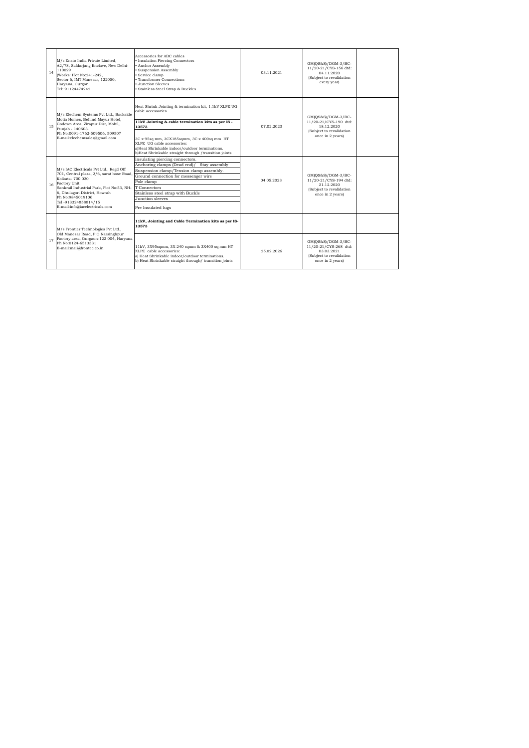| | | | | | |
|---|---|---|---|---|---|
| 14 | M/s Ensto India Private Limited, A2/78, Safdarjang Enclave, New Delhi-110029 (Works: Plot No:241-242, Sector 6, IMT Manesar, 122050, Haryana, Gurgon Tel: 91124474242 | Accessories for ABC cables<br>• Insulation Piercing Connectors<br>• Anchor Assembly<br>• Suspension Assembly<br>• Service clamp<br>• Transformer Connections<br>• Junction Sleeves<br>• Stainless Steel Strap & Buckles | 03.11.2021 | GM(QS&S)/DGM-3/BC-11/20-21/CYS-156 dtd: 04.11.2020 (Subject to revalidation every year) | |
| 15 | M/s Elechem Systems Pvt Ltd., Backside Motia Homes, Behind Mayur Hotel, Godown Area, Zirapur Dist, Mohil, Punjab - 140603. Ph No:0091-1762-509506, 509507 E-mail:elechemsales@gmail.com | Heat Shrink Jointing & termination kit, 1.1kV XLPE UG cable accessories<br>**11kV Jointing & cable termination kits as per IS - 13573**<br>3C x 95sq mm, 3CX185sqmm, 3C x 400sq mm HT XLPE UG cable accessories:<br>a)Heat Shrinkable indoor/outdoor terminations.<br>b)Heat Shrinkable straight through /transition joints | 07.02.2023 | GM(QS&S)/DGM-3/BC-11/20-21/CYS-190 dtd: 18.12.2020 (Subject to revalidation once in 2 years) | |
| 16 | M/s IAC Electricals Pvt Ltd., Regd Off: 701, Central plaza, 2/6, sarat bose Road, Kolkata- 700 020 Factory Unit: Sankrail Industrial Park, Plot No:53, NH-6, Dhulagori.District, Howrah Ph No:9845019106 Tel:-913324858814/15 E-mail:info@iacelectricals.com | Insulating piercing connectors.<br>Anchoring clamps (Dead end)/ Stay assembly<br>Suspension clamp/Tension clamp assembly.<br>Ground connection for messenger wire<br>Pole clamp<br>T Connectors<br>Stainless steel strap with Buckle<br>Junction sleeves<br>Pre Insulated lugs | 04.05.2023 | GM(QS&S)/DGM-3/BC-11/20-21/CYS-194 dtd: 21.12.2020 (Subject to revalidation once in 2 years) | |
| 17 | M/s Frontier Technologies Pvt Ltd., Old Manesar Road, P.O Narsinghpur Factory area, Gurgaon-122 004, Haryana Ph No:0124-6513331 E-mail:mail@frontec.co.in | **11kV, Jointing and Cable Termination kits as per IS-13573**<br>11kV, 3X95sqmm, 3X 240 sqmm & 3X400 sq mm HT XLPE cable accessories:<br>a) Heat Shrinkable indoor/outdoor terminations.<br>b) Heat Shrinkable straight through/ transition joints | 25.02.2026 | GM(QS&S)/DGM-3/BC-11/20-21/CYS-268 dtd: 03.03.2021 (Subject to revalidation once in 2 years) | |